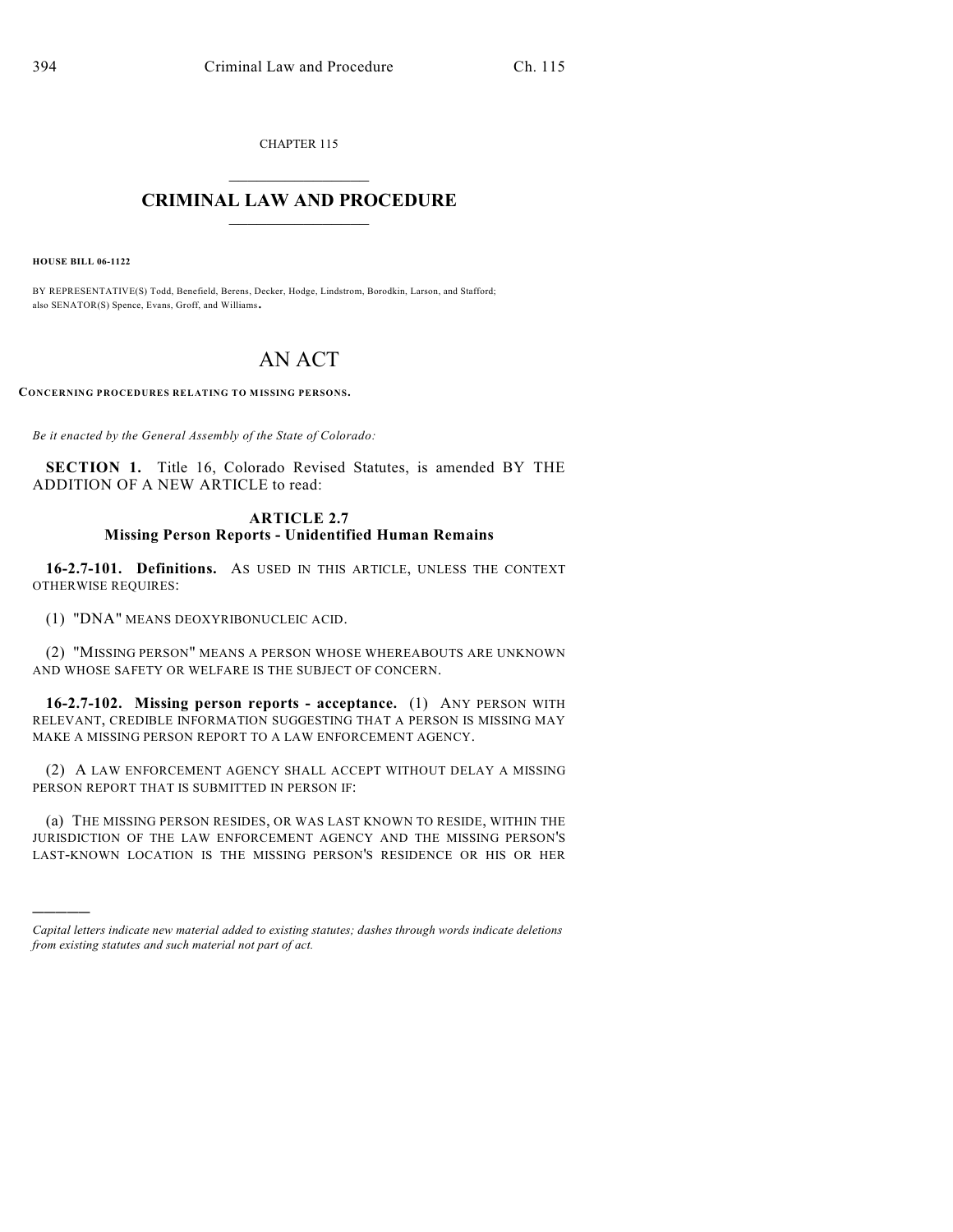CHAPTER 115

# CRIMINAL LAW AND PROCEDURE

**HOUSE BILL 06-1122**

BY REPRESENTATIVE(S) Todd, Benefield, Berens, Decker, Hodge, Lindstrom, Borodkin, Larson, and Stafford; also SENATOR(S) Spence, Evans, Groff, and Williams.

# AN ACT

**CONCERNING PROCEDURES RELATING TO MISSING PERSONS.**

*Be it enacted by the General Assembly of the State of Colorado:*

**SECTION 1.** Title 16, Colorado Revised Statutes, is amended BY THE ADDITION OF A NEW ARTICLE to read:

## ARTICLE 2.7
## Missing Person Reports - Unidentified Human Remains

**16-2.7-101. Definitions.** AS USED IN THIS ARTICLE, UNLESS THE CONTEXT OTHERWISE REQUIRES:

(1) "DNA" MEANS DEOXYRIBONUCLEIC ACID.

(2) "MISSING PERSON" MEANS A PERSON WHOSE WHEREABOUTS ARE UNKNOWN AND WHOSE SAFETY OR WELFARE IS THE SUBJECT OF CONCERN.

**16-2.7-102. Missing person reports - acceptance.** (1) ANY PERSON WITH RELEVANT, CREDIBLE INFORMATION SUGGESTING THAT A PERSON IS MISSING MAY MAKE A MISSING PERSON REPORT TO A LAW ENFORCEMENT AGENCY.

(2) A LAW ENFORCEMENT AGENCY SHALL ACCEPT WITHOUT DELAY A MISSING PERSON REPORT THAT IS SUBMITTED IN PERSON IF:

(a) THE MISSING PERSON RESIDES, OR WAS LAST KNOWN TO RESIDE, WITHIN THE JURISDICTION OF THE LAW ENFORCEMENT AGENCY AND THE MISSING PERSON'S LAST-KNOWN LOCATION IS THE MISSING PERSON'S RESIDENCE OR HIS OR HER

---

*Capital letters indicate new material added to existing statutes; dashes through words indicate deletions from existing statutes and such material not part of act.*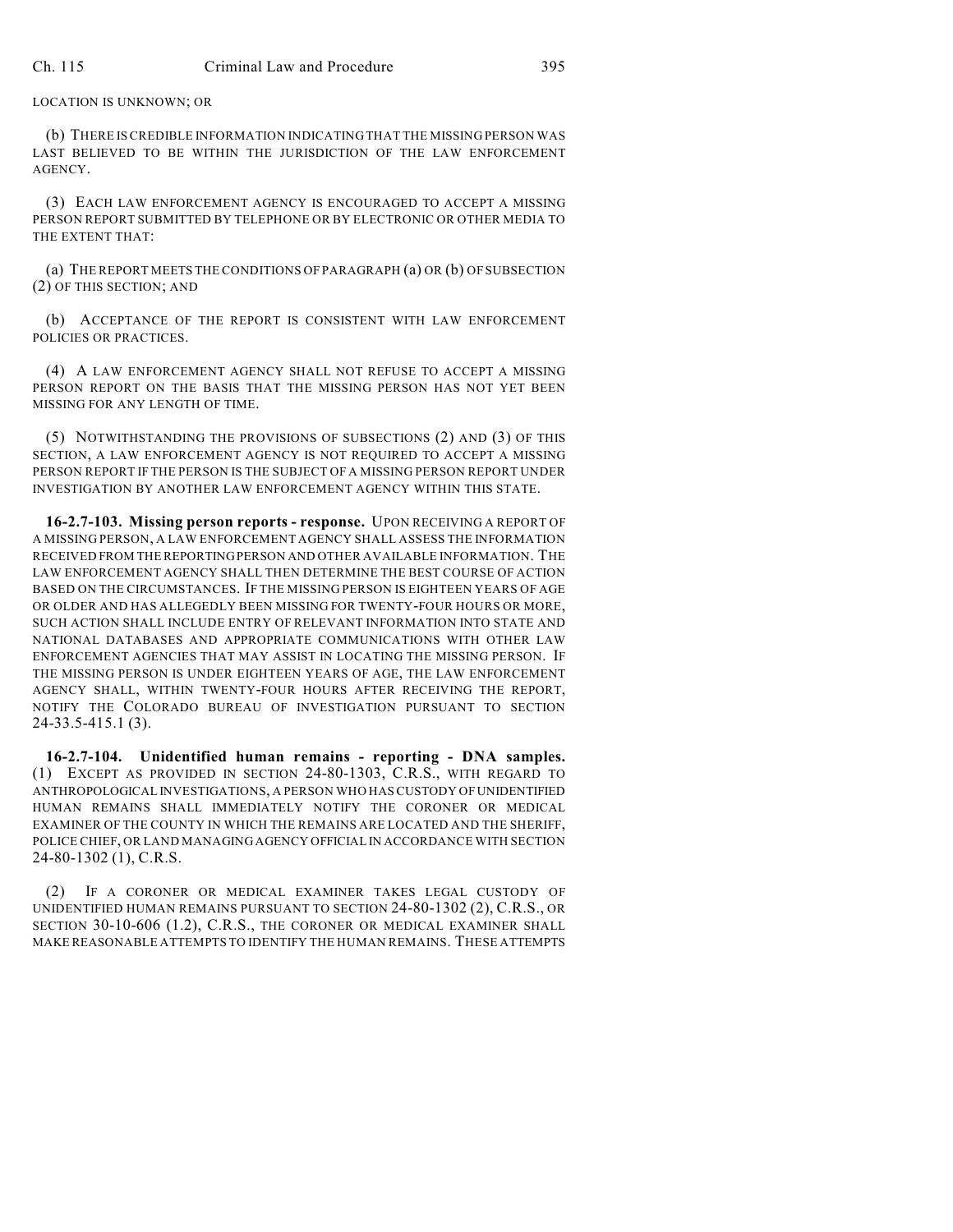LOCATION IS UNKNOWN; OR

(b) THERE IS CREDIBLE INFORMATION INDICATING THAT THE MISSING PERSON WAS LAST BELIEVED TO BE WITHIN THE JURISDICTION OF THE LAW ENFORCEMENT AGENCY.

(3) EACH LAW ENFORCEMENT AGENCY IS ENCOURAGED TO ACCEPT A MISSING PERSON REPORT SUBMITTED BY TELEPHONE OR BY ELECTRONIC OR OTHER MEDIA TO THE EXTENT THAT:

(a) THE REPORT MEETS THE CONDITIONS OF PARAGRAPH (a) OR (b) OF SUBSECTION (2) OF THIS SECTION; AND

(b) ACCEPTANCE OF THE REPORT IS CONSISTENT WITH LAW ENFORCEMENT POLICIES OR PRACTICES.

(4) A LAW ENFORCEMENT AGENCY SHALL NOT REFUSE TO ACCEPT A MISSING PERSON REPORT ON THE BASIS THAT THE MISSING PERSON HAS NOT YET BEEN MISSING FOR ANY LENGTH OF TIME.

(5) NOTWITHSTANDING THE PROVISIONS OF SUBSECTIONS (2) AND (3) OF THIS SECTION, A LAW ENFORCEMENT AGENCY IS NOT REQUIRED TO ACCEPT A MISSING PERSON REPORT IF THE PERSON IS THE SUBJECT OF A MISSING PERSON REPORT UNDER INVESTIGATION BY ANOTHER LAW ENFORCEMENT AGENCY WITHIN THIS STATE.

**16-2.7-103. Missing person reports - response.** UPON RECEIVING A REPORT OF A MISSING PERSON, A LAW ENFORCEMENT AGENCY SHALL ASSESS THE INFORMATION RECEIVED FROM THE REPORTING PERSON AND OTHER AVAILABLE INFORMATION. THE LAW ENFORCEMENT AGENCY SHALL THEN DETERMINE THE BEST COURSE OF ACTION BASED ON THE CIRCUMSTANCES. IF THE MISSING PERSON IS EIGHTEEN YEARS OF AGE OR OLDER AND HAS ALLEGEDLY BEEN MISSING FOR TWENTY-FOUR HOURS OR MORE, SUCH ACTION SHALL INCLUDE ENTRY OF RELEVANT INFORMATION INTO STATE AND NATIONAL DATABASES AND APPROPRIATE COMMUNICATIONS WITH OTHER LAW ENFORCEMENT AGENCIES THAT MAY ASSIST IN LOCATING THE MISSING PERSON. IF THE MISSING PERSON IS UNDER EIGHTEEN YEARS OF AGE, THE LAW ENFORCEMENT AGENCY SHALL, WITHIN TWENTY-FOUR HOURS AFTER RECEIVING THE REPORT, NOTIFY THE COLORADO BUREAU OF INVESTIGATION PURSUANT TO SECTION 24-33.5-415.1 (3).

**16-2.7-104. Unidentified human remains - reporting - DNA samples.** (1) EXCEPT AS PROVIDED IN SECTION 24-80-1303, C.R.S., WITH REGARD TO ANTHROPOLOGICAL INVESTIGATIONS, A PERSON WHO HAS CUSTODY OF UNIDENTIFIED HUMAN REMAINS SHALL IMMEDIATELY NOTIFY THE CORONER OR MEDICAL EXAMINER OF THE COUNTY IN WHICH THE REMAINS ARE LOCATED AND THE SHERIFF, POLICE CHIEF, OR LAND MANAGING AGENCY OFFICIAL IN ACCORDANCE WITH SECTION 24-80-1302 (1), C.R.S.

(2) IF A CORONER OR MEDICAL EXAMINER TAKES LEGAL CUSTODY OF UNIDENTIFIED HUMAN REMAINS PURSUANT TO SECTION 24-80-1302 (2), C.R.S., OR SECTION 30-10-606 (1.2), C.R.S., THE CORONER OR MEDICAL EXAMINER SHALL MAKE REASONABLE ATTEMPTS TO IDENTIFY THE HUMAN REMAINS. THESE ATTEMPTS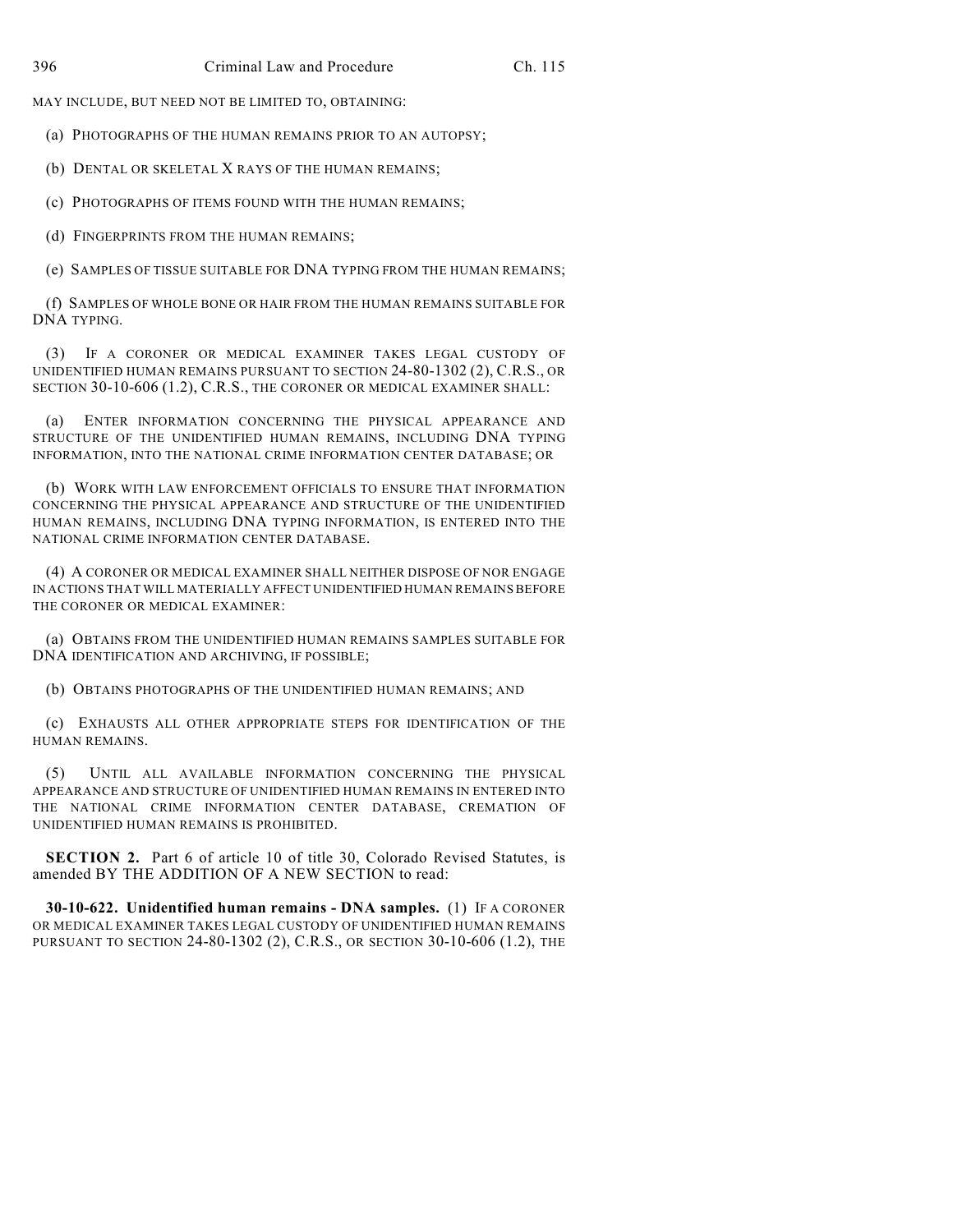MAY INCLUDE, BUT NEED NOT BE LIMITED TO, OBTAINING:

(a) PHOTOGRAPHS OF THE HUMAN REMAINS PRIOR TO AN AUTOPSY;

(b) DENTAL OR SKELETAL X RAYS OF THE HUMAN REMAINS;

(c) PHOTOGRAPHS OF ITEMS FOUND WITH THE HUMAN REMAINS;

(d) FINGERPRINTS FROM THE HUMAN REMAINS;

(e) SAMPLES OF TISSUE SUITABLE FOR DNA TYPING FROM THE HUMAN REMAINS;

(f) SAMPLES OF WHOLE BONE OR HAIR FROM THE HUMAN REMAINS SUITABLE FOR DNA TYPING.

(3) IF A CORONER OR MEDICAL EXAMINER TAKES LEGAL CUSTODY OF UNIDENTIFIED HUMAN REMAINS PURSUANT TO SECTION 24-80-1302 (2), C.R.S., OR SECTION 30-10-606 (1.2), C.R.S., THE CORONER OR MEDICAL EXAMINER SHALL:

(a) ENTER INFORMATION CONCERNING THE PHYSICAL APPEARANCE AND STRUCTURE OF THE UNIDENTIFIED HUMAN REMAINS, INCLUDING DNA TYPING INFORMATION, INTO THE NATIONAL CRIME INFORMATION CENTER DATABASE; OR

(b) WORK WITH LAW ENFORCEMENT OFFICIALS TO ENSURE THAT INFORMATION CONCERNING THE PHYSICAL APPEARANCE AND STRUCTURE OF THE UNIDENTIFIED HUMAN REMAINS, INCLUDING DNA TYPING INFORMATION, IS ENTERED INTO THE NATIONAL CRIME INFORMATION CENTER DATABASE.

(4) A CORONER OR MEDICAL EXAMINER SHALL NEITHER DISPOSE OF NOR ENGAGE IN ACTIONS THAT WILL MATERIALLY AFFECT UNIDENTIFIED HUMAN REMAINS BEFORE THE CORONER OR MEDICAL EXAMINER:

(a) OBTAINS FROM THE UNIDENTIFIED HUMAN REMAINS SAMPLES SUITABLE FOR DNA IDENTIFICATION AND ARCHIVING, IF POSSIBLE;

(b) OBTAINS PHOTOGRAPHS OF THE UNIDENTIFIED HUMAN REMAINS; AND

(c) EXHAUSTS ALL OTHER APPROPRIATE STEPS FOR IDENTIFICATION OF THE HUMAN REMAINS.

(5) UNTIL ALL AVAILABLE INFORMATION CONCERNING THE PHYSICAL APPEARANCE AND STRUCTURE OF UNIDENTIFIED HUMAN REMAINS IN ENTERED INTO THE NATIONAL CRIME INFORMATION CENTER DATABASE, CREMATION OF UNIDENTIFIED HUMAN REMAINS IS PROHIBITED.

**SECTION 2.** Part 6 of article 10 of title 30, Colorado Revised Statutes, is amended BY THE ADDITION OF A NEW SECTION to read:

**30-10-622. Unidentified human remains - DNA samples.** (1) IF A CORONER OR MEDICAL EXAMINER TAKES LEGAL CUSTODY OF UNIDENTIFIED HUMAN REMAINS PURSUANT TO SECTION 24-80-1302 (2), C.R.S., OR SECTION 30-10-606 (1.2), THE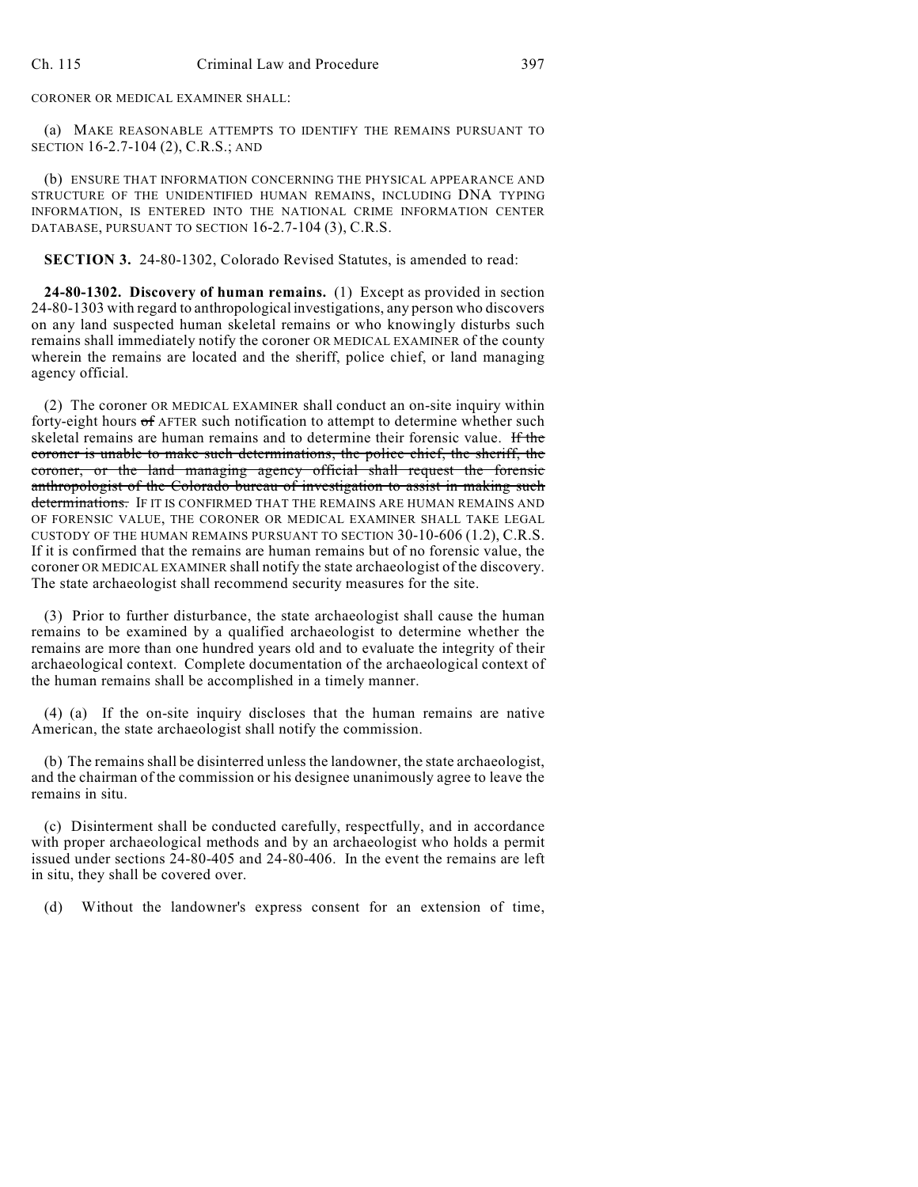CORONER OR MEDICAL EXAMINER SHALL:

(a) MAKE REASONABLE ATTEMPTS TO IDENTIFY THE REMAINS PURSUANT TO SECTION 16-2.7-104 (2), C.R.S.; AND

(b) ENSURE THAT INFORMATION CONCERNING THE PHYSICAL APPEARANCE AND STRUCTURE OF THE UNIDENTIFIED HUMAN REMAINS, INCLUDING DNA TYPING INFORMATION, IS ENTERED INTO THE NATIONAL CRIME INFORMATION CENTER DATABASE, PURSUANT TO SECTION 16-2.7-104 (3), C.R.S.

**SECTION 3.** 24-80-1302, Colorado Revised Statutes, is amended to read:

**24-80-1302. Discovery of human remains.** (1) Except as provided in section 24-80-1303 with regard to anthropological investigations, any person who discovers on any land suspected human skeletal remains or who knowingly disturbs such remains shall immediately notify the coroner OR MEDICAL EXAMINER of the county wherein the remains are located and the sheriff, police chief, or land managing agency official.

(2) The coroner OR MEDICAL EXAMINER shall conduct an on-site inquiry within forty-eight hours ~~of~~ AFTER such notification to attempt to determine whether such skeletal remains are human remains and to determine their forensic value. ~~If the coroner is unable to make such determinations, the police chief, the sheriff, the coroner, or the land managing agency official shall request the forensic anthropologist of the Colorado bureau of investigation to assist in making such determinations.~~ IF IT IS CONFIRMED THAT THE REMAINS ARE HUMAN REMAINS AND OF FORENSIC VALUE, THE CORONER OR MEDICAL EXAMINER SHALL TAKE LEGAL CUSTODY OF THE HUMAN REMAINS PURSUANT TO SECTION 30-10-606 (1.2), C.R.S. If it is confirmed that the remains are human remains but of no forensic value, the coroner OR MEDICAL EXAMINER shall notify the state archaeologist of the discovery. The state archaeologist shall recommend security measures for the site.

(3) Prior to further disturbance, the state archaeologist shall cause the human remains to be examined by a qualified archaeologist to determine whether the remains are more than one hundred years old and to evaluate the integrity of their archaeological context. Complete documentation of the archaeological context of the human remains shall be accomplished in a timely manner.

(4) (a) If the on-site inquiry discloses that the human remains are native American, the state archaeologist shall notify the commission.

(b) The remains shall be disinterred unless the landowner, the state archaeologist, and the chairman of the commission or his designee unanimously agree to leave the remains in situ.

(c) Disinterment shall be conducted carefully, respectfully, and in accordance with proper archaeological methods and by an archaeologist who holds a permit issued under sections 24-80-405 and 24-80-406. In the event the remains are left in situ, they shall be covered over.

(d) Without the landowner's express consent for an extension of time,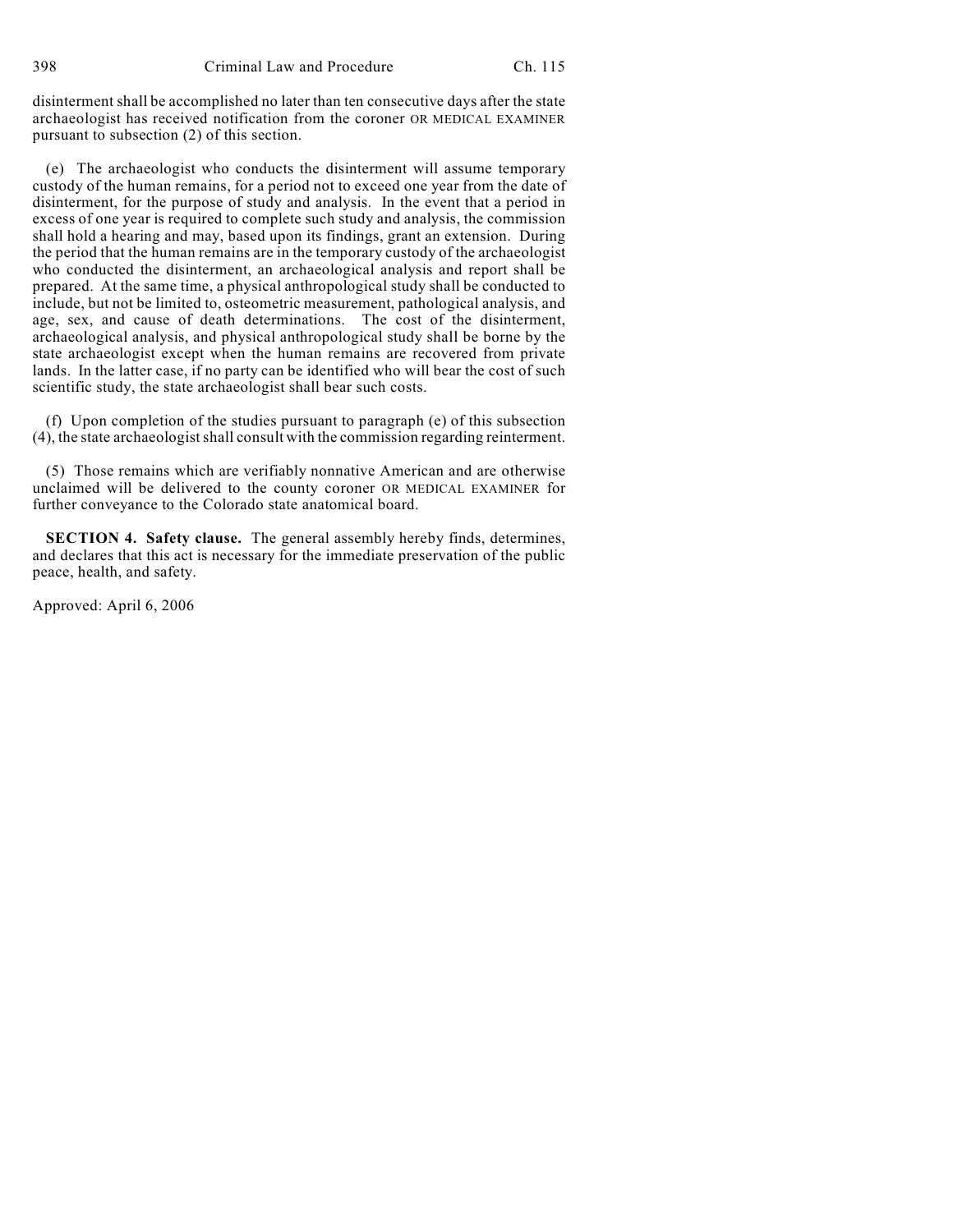disinterment shall be accomplished no later than ten consecutive days after the state archaeologist has received notification from the coroner OR MEDICAL EXAMINER pursuant to subsection (2) of this section.

(e) The archaeologist who conducts the disinterment will assume temporary custody of the human remains, for a period not to exceed one year from the date of disinterment, for the purpose of study and analysis. In the event that a period in excess of one year is required to complete such study and analysis, the commission shall hold a hearing and may, based upon its findings, grant an extension. During the period that the human remains are in the temporary custody of the archaeologist who conducted the disinterment, an archaeological analysis and report shall be prepared. At the same time, a physical anthropological study shall be conducted to include, but not be limited to, osteometric measurement, pathological analysis, and age, sex, and cause of death determinations. The cost of the disinterment, archaeological analysis, and physical anthropological study shall be borne by the state archaeologist except when the human remains are recovered from private lands. In the latter case, if no party can be identified who will bear the cost of such scientific study, the state archaeologist shall bear such costs.

(f) Upon completion of the studies pursuant to paragraph (e) of this subsection (4), the state archaeologist shall consult with the commission regarding reinterment.

(5) Those remains which are verifiably nonnative American and are otherwise unclaimed will be delivered to the county coroner OR MEDICAL EXAMINER for further conveyance to the Colorado state anatomical board.

**SECTION 4. Safety clause.** The general assembly hereby finds, determines, and declares that this act is necessary for the immediate preservation of the public peace, health, and safety.

Approved: April 6, 2006